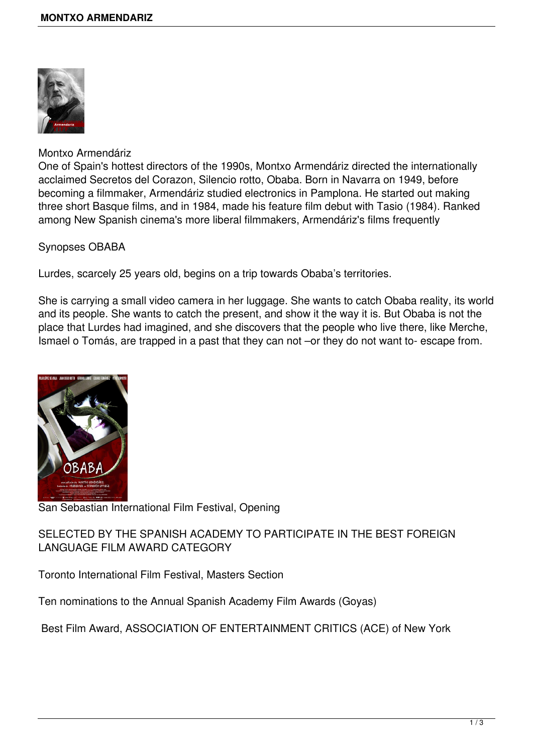Montxo Armendáriz

One of Spain's hottest directors of the 1990s, Montxo Armendáriz directed the internationally acclaimed Secretos del Corazon, Silencio rotto, Obaba. Born in Navarra on 1949, before becoming a filmmaker, Armendáriz studied electronics in Pamplona. He started out making three short Basque films, and in 1984, made his feature film debut with Tasio (1984). Ranked among New Spanish cinema's more liberal filmmakers, Armendáriz's films frequently

Synopses OBABA

Lurdes, scarcely 25 years old, begins on a trip towards Obaba's territories.

She is carrying a small video camera in her luggage. She wants to catch Obaba reality, its world and its people. She wants to catch the present, and show it the way it is. But Obaba is not the place that Lurdes had imagined, and she discovers that the people who live there, like Merche, Ismael o Tomás, are trapped in a past that they can not –or they do not want to- escape from.

San Sebastian International Film Festival, Opening

SELECTED BY THE SPANISH ACADEMY TO PARTICIPATE IN THE BEST FOREIGN LANGUAGE FILM AWARD CATEGORY

Toronto International Film Festival, Masters Section

Ten nominations to the Annual Spanish Academy Film Awards (Goyas)

Best Film Award, ASSOCIATION OF ENTERTAINMENT CRITICS (ACE) of New York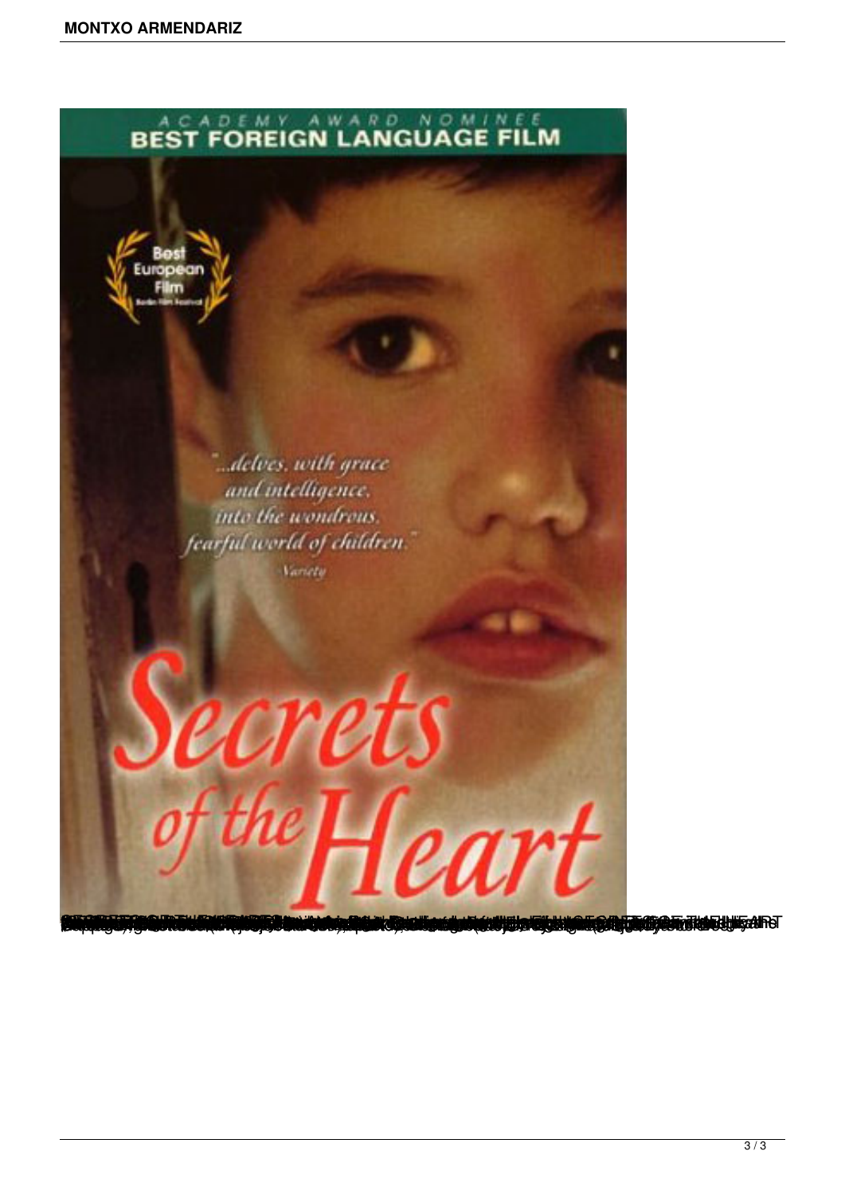ACADEMY AWARD NOMINEE
BEST FOREIGN LANGUAGE FILM

Best European Film

*"...delves, with grace and intelligence, into the wondrous, fearful world of children."*

*Variety*

# Secrets of the Heart